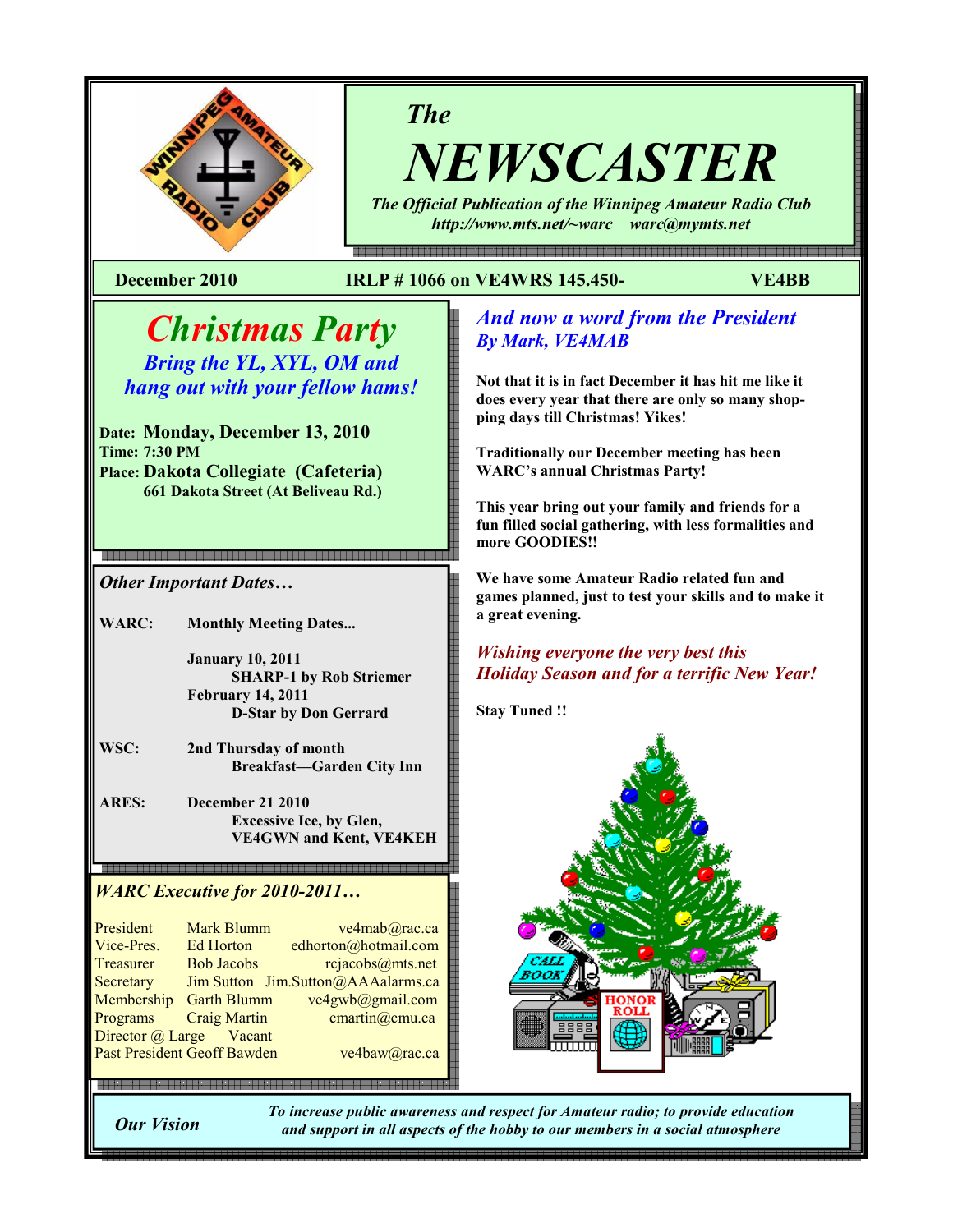# The NEWSCASTER

*The Official Publication of the Winnipeg Amateur Radio Club*
*http://www.mts.net/~warc warc@mymts.net*

**December 2010** **IRLP # 1066 on VE4WRS 145.450-** **VE4BB**

## Christmas Party

*Bring the YL, XYL, OM and hang out with your fellow hams!*

**Date: Monday, December 13, 2010**
**Time: 7:30 PM**
**Place: Dakota Collegiate (Cafeteria)**
**661 Dakota Street (At Beliveau Rd.)**

### *Other Important Dates…*

**WARC:** **Monthly Meeting Dates...**

**January 10, 2011**
**SHARP-1 by Rob Striemer**
**February 14, 2011**
**D-Star by Don Gerrard**

**WSC:** **2nd Thursday of month**
**Breakfast—Garden City Inn**

**ARES:** **December 21 2010**
**Excessive Ice, by Glen, VE4GWN and Kent, VE4KEH**

### *WARC Executive for 2010-2011…*

| | | |
|---|---|---|
| President | Mark Blumm | ve4mab@rac.ca |
| Vice-Pres. | Ed Horton | edhorton@hotmail.com |
| Treasurer | Bob Jacobs | rcjacobs@mts.net |
| Secretary | Jim Sutton | Jim.Sutton@AAAalarms.ca |
| Membership | Garth Blumm | ve4gwb@gmail.com |
| Programs | Craig Martin | cmartin@cmu.ca |
| Director @ Large | Vacant | |
| Past President | Geoff Bawden | ve4baw@rac.ca |

## *And now a word from the President*
### *By Mark, VE4MAB*

**Not that it is in fact December it has hit me like it does every year that there are only so many shopping days till Christmas! Yikes!**

**Traditionally our December meeting has been WARC's annual Christmas Party!**

**This year bring out your family and friends for a fun filled social gathering, with less formalities and more GOODIES!!**

**We have some Amateur Radio related fun and games planned, just to test your skills and to make it a great evening.**

*Wishing everyone the very best this Holiday Season and for a terrific New Year!*

**Stay Tuned !!**

***Our Vision*** *To increase public awareness and respect for Amateur radio; to provide education and support in all aspects of the hobby to our members in a social atmosphere*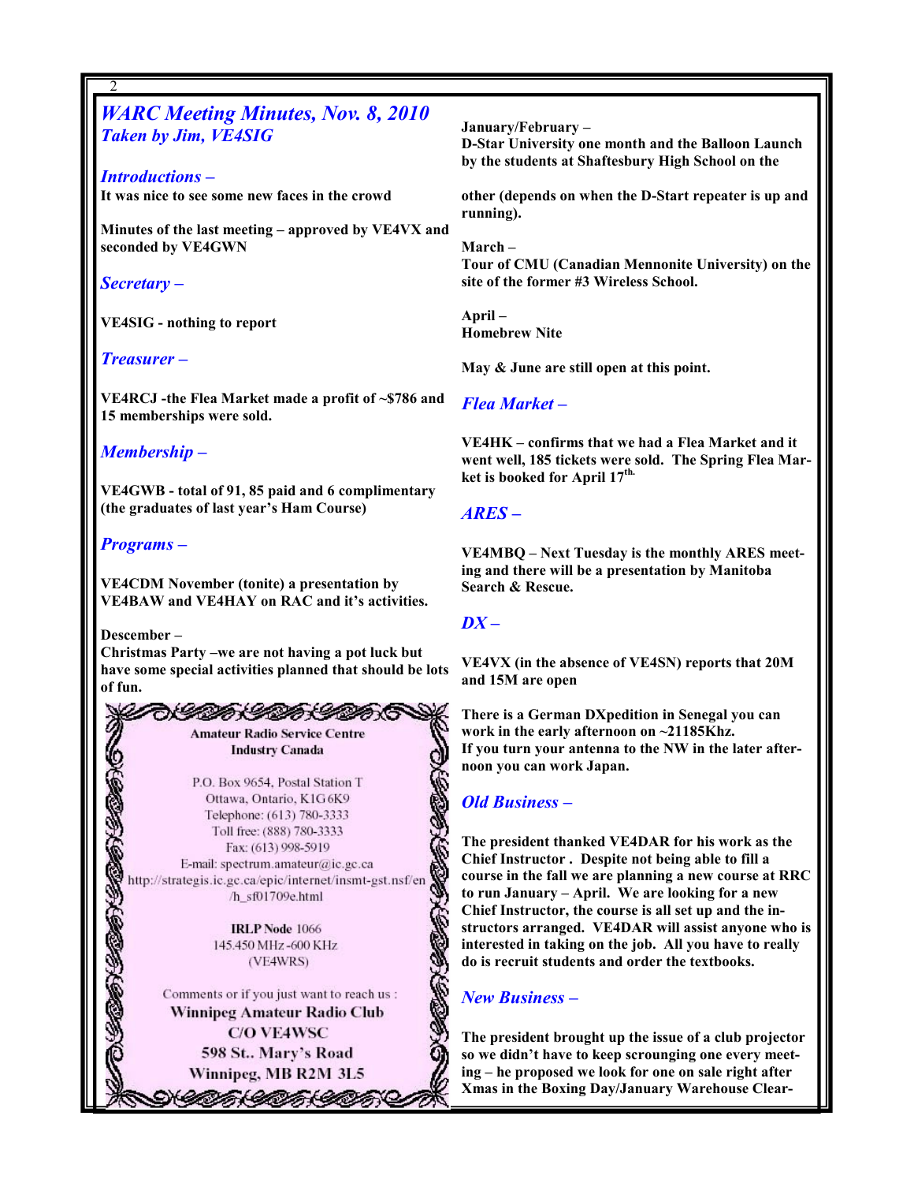## *WARC Meeting Minutes, Nov. 8, 2010*
### *Taken by Jim, VE4SIG*

### *Introductions –*

**It was nice to see some new faces in the crowd**

**Minutes of the last meeting – approved by VE4VX and seconded by VE4GWN**

### *Secretary –*

**VE4SIG - nothing to report**

### *Treasurer –*

**VE4RCJ -the Flea Market made a profit of ~$786 and 15 memberships were sold.**

### *Membership –*

**VE4GWB - total of 91, 85 paid and 6 complimentary (the graduates of last year's Ham Course)**

### *Programs –*

**VE4CDM November (tonite) a presentation by VE4BAW and VE4HAY on RAC and it's activities.**

**Descember –**
**Christmas Party –we are not having a pot luck but have some special activities planned that should be lots of fun.**

**January/February –**
**D-Star University one month and the Balloon Launch by the students at Shaftesbury High School on the other (depends on when the D-Start repeater is up and running).**

**March –**
**Tour of CMU (Canadian Mennonite University) on the site of the former #3 Wireless School.**

**April –**
**Homebrew Nite**

**May & June are still open at this point.**

### *Flea Market –*

**VE4HK – confirms that we had a Flea Market and it went well, 185 tickets were sold. The Spring Flea Market is booked for April 17th.**

### *ARES –*

**VE4MBQ – Next Tuesday is the monthly ARES meeting and there will be a presentation by Manitoba Search & Rescue.**

### *DX –*

**VE4VX (in the absence of VE4SN) reports that 20M and 15M are open**

**There is a German DXpedition in Senegal you can work in the early afternoon on ~21185Khz.**
**If you turn your antenna to the NW in the later afternoon you can work Japan.**

### *Old Business –*

**The president thanked VE4DAR for his work as the Chief Instructor . Despite not being able to fill a course in the fall we are planning a new course at RRC to run January – April. We are looking for a new Chief Instructor, the course is all set up and the instructors arranged. VE4DAR will assist anyone who is interested in taking on the job. All you have to really do is recruit students and order the textbooks.**

### *New Business –*

**The president brought up the issue of a club projector so we didn't have to keep scrounging one every meeting – he proposed we look for one on sale right after Xmas in the Boxing Day/January Warehouse Clear-**

---

**Amateur Radio Service Centre**
**Industry Canada**

P.O. Box 9654, Postal Station T
Ottawa, Ontario, K1G 6K9
Telephone: (613) 780-3333
Toll free: (888) 780-3333
Fax: (613) 998-5919
E-mail: spectrum.amateur@ic.gc.ca
http://strategis.ic.gc.ca/epic/internet/insmt-gst.nsf/en/h_sf01709e.html

**IRLP Node** 1066
145.450 MHz -600 KHz
(VE4WRS)

Comments or if you just want to reach us :
**Winnipeg Amateur Radio Club**
**C/O VE4WSC**
**598 St.. Mary's Road**
**Winnipeg, MB R2M 3L5**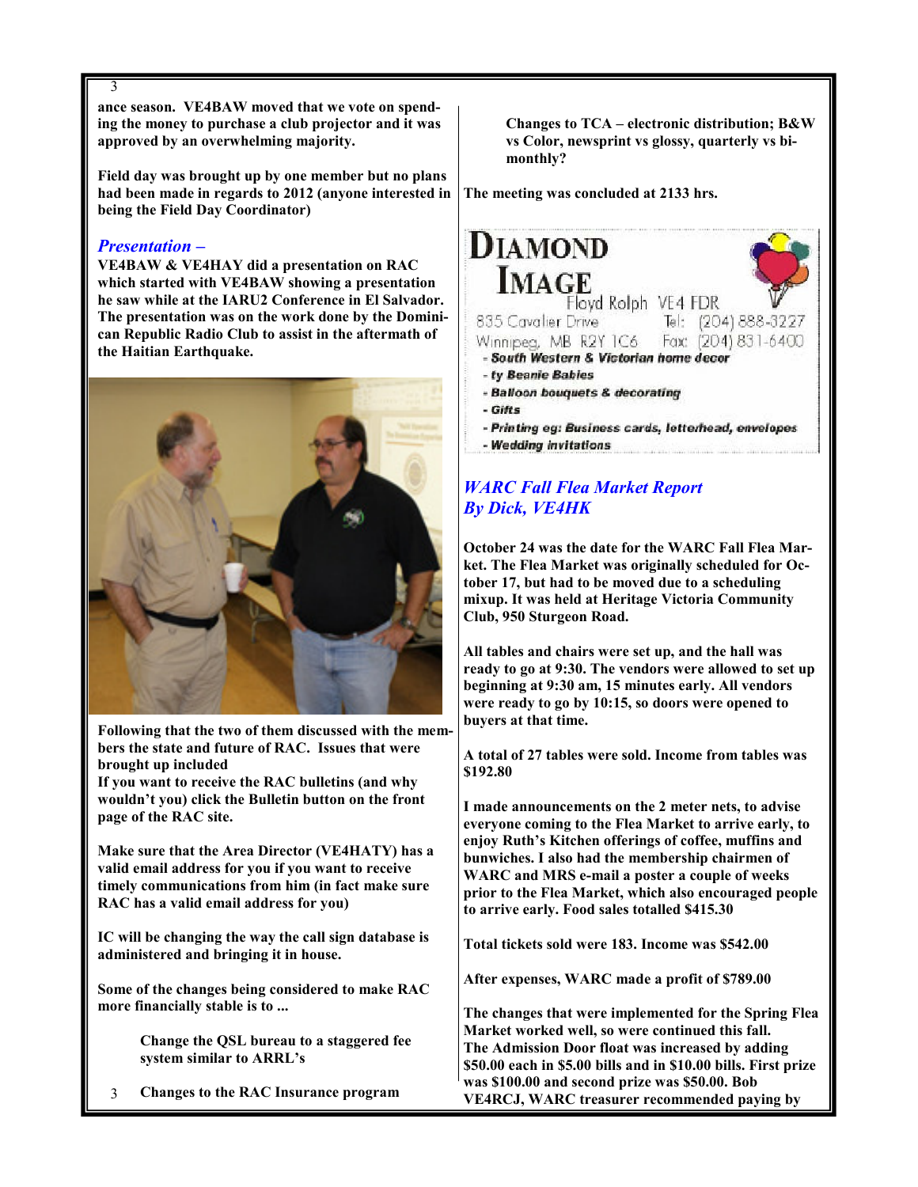ance season. VE4BAW moved that we vote on spending the money to purchase a club projector and it was approved by an overwhelming majority.

Field day was brought up by one member but no plans had been made in regards to 2012 (anyone interested in being the Field Day Coordinator)

## *Presentation –*

VE4BAW & VE4HAY did a presentation on RAC which started with VE4BAW showing a presentation he saw while at the IARU2 Conference in El Salvador. The presentation was on the work done by the Dominican Republic Radio Club to assist in the aftermath of the Haitian Earthquake.

Following that the two of them discussed with the members the state and future of RAC. Issues that were brought up included

If you want to receive the RAC bulletins (and why wouldn't you) click the Bulletin button on the front page of the RAC site.

Make sure that the Area Director (VE4HATY) has a valid email address for you if you want to receive timely communications from him (in fact make sure RAC has a valid email address for you)

IC will be changing the way the call sign database is administered and bringing it in house.

Some of the changes being considered to make RAC more financially stable is to ...

> Change the QSL bureau to a staggered fee system similar to ARRL's
>
> Changes to the RAC Insurance program
>
> Changes to TCA – electronic distribution; B&W vs Color, newsprint vs glossy, quarterly vs bi-monthly?

The meeting was concluded at 2133 hrs.

**DIAMOND IMAGE**
Floyd Rolph VE4 FDR
835 Cavalier Drive Tel: (204) 888-3227
Winnipeg, MB R2Y 1C6 Fax: (204) 831-6400
- South Western & Victorian home decor
- ty Beanie Babies
- Balloon bouquets & decorating
- Gifts
- Printing eg: Business cards, letterhead, envelopes
- Wedding invitations

## *WARC Fall Flea Market Report*
## *By Dick, VE4HK*

October 24 was the date for the WARC Fall Flea Market. The Flea Market was originally scheduled for October 17, but had to be moved due to a scheduling mixup. It was held at Heritage Victoria Community Club, 950 Sturgeon Road.

All tables and chairs were set up, and the hall was ready to go at 9:30. The vendors were allowed to set up beginning at 9:30 am, 15 minutes early. All vendors were ready to go by 10:15, so doors were opened to buyers at that time.

A total of 27 tables were sold. Income from tables was $192.80

I made announcements on the 2 meter nets, to advise everyone coming to the Flea Market to arrive early, to enjoy Ruth's Kitchen offerings of coffee, muffins and bunwiches. I also had the membership chairmen of WARC and MRS e-mail a poster a couple of weeks prior to the Flea Market, which also encouraged people to arrive early. Food sales totalled $415.30

Total tickets sold were 183. Income was $542.00

After expenses, WARC made a profit of $789.00

The changes that were implemented for the Spring Flea Market worked well, so were continued this fall.
The Admission Door float was increased by adding $50.00 each in $5.00 bills and in $10.00 bills. First prize was $100.00 and second prize was $50.00. Bob VE4RCJ, WARC treasurer recommended paying by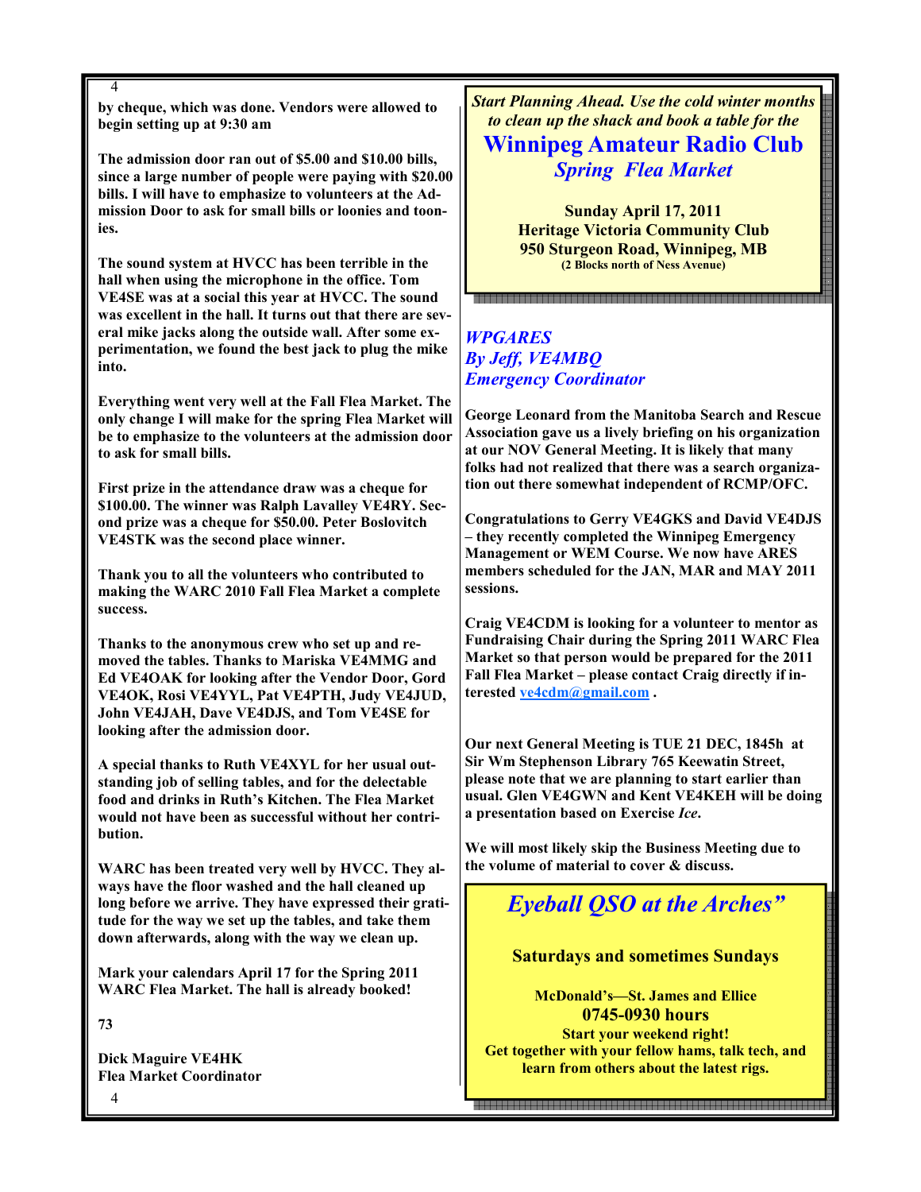**by cheque, which was done. Vendors were allowed to begin setting up at 9:30 am**

**The admission door ran out of $5.00 and $10.00 bills, since a large number of people were paying with $20.00 bills. I will have to emphasize to volunteers at the Admission Door to ask for small bills or loonies and toonies.**

**The sound system at HVCC has been terrible in the hall when using the microphone in the office. Tom VE4SE was at a social this year at HVCC. The sound was excellent in the hall. It turns out that there are several mike jacks along the outside wall. After some experimentation, we found the best jack to plug the mike into.**

**Everything went very well at the Fall Flea Market. The only change I will make for the spring Flea Market will be to emphasize to the volunteers at the admission door to ask for small bills.**

**First prize in the attendance draw was a cheque for $100.00. The winner was Ralph Lavalley VE4RY. Second prize was a cheque for $50.00. Peter Boslovitch VE4STK was the second place winner.**

**Thank you to all the volunteers who contributed to making the WARC 2010 Fall Flea Market a complete success.**

**Thanks to the anonymous crew who set up and removed the tables. Thanks to Mariska VE4MMG and Ed VE4OAK for looking after the Vendor Door, Gord VE4OK, Rosi VE4YYL, Pat VE4PTH, Judy VE4JUD, John VE4JAH, Dave VE4DJS, and Tom VE4SE for looking after the admission door.**

**A special thanks to Ruth VE4XYL for her usual outstanding job of selling tables, and for the delectable food and drinks in Ruth's Kitchen. The Flea Market would not have been as successful without her contribution.**

**WARC has been treated very well by HVCC. They always have the floor washed and the hall cleaned up long before we arrive. They have expressed their gratitude for the way we set up the tables, and take them down afterwards, along with the way we clean up.**

**Mark your calendars April 17 for the Spring 2011 WARC Flea Market. The hall is already booked!**

**73**

**Dick Maguire VE4HK**
**Flea Market Coordinator**

***Start Planning Ahead. Use the cold winter months to clean up the shack and book a table for the***

## Winnipeg Amateur Radio Club

### *Spring Flea Market*

**Sunday April 17, 2011**
**Heritage Victoria Community Club**
**950 Sturgeon Road, Winnipeg, MB**
**(2 Blocks north of Ness Avenue)**

## *WPGARES*
### *By Jeff, VE4MBQ*
### *Emergency Coordinator*

**George Leonard from the Manitoba Search and Rescue Association gave us a lively briefing on his organization at our NOV General Meeting. It is likely that many folks had not realized that there was a search organization out there somewhat independent of RCMP/OFC.**

**Congratulations to Gerry VE4GKS and David VE4DJS – they recently completed the Winnipeg Emergency Management or WEM Course. We now have ARES members scheduled for the JAN, MAR and MAY 2011 sessions.**

**Craig VE4CDM is looking for a volunteer to mentor as Fundraising Chair during the Spring 2011 WARC Flea Market so that person would be prepared for the 2011 Fall Flea Market – please contact Craig directly if interested ve4cdm@gmail.com .**

**Our next General Meeting is TUE 21 DEC, 1845h at Sir Wm Stephenson Library 765 Keewatin Street, please note that we are planning to start earlier than usual. Glen VE4GWN and Kent VE4KEH will be doing a presentation based on Exercise *Ice*.**

**We will most likely skip the Business Meeting due to the volume of material to cover & discuss.**

## *Eyeball QSO at the Arches"*

**Saturdays and sometimes Sundays**

**McDonald's—St. James and Ellice**
**0745-0930 hours**
**Start your weekend right!**
**Get together with your fellow hams, talk tech, and learn from others about the latest rigs.**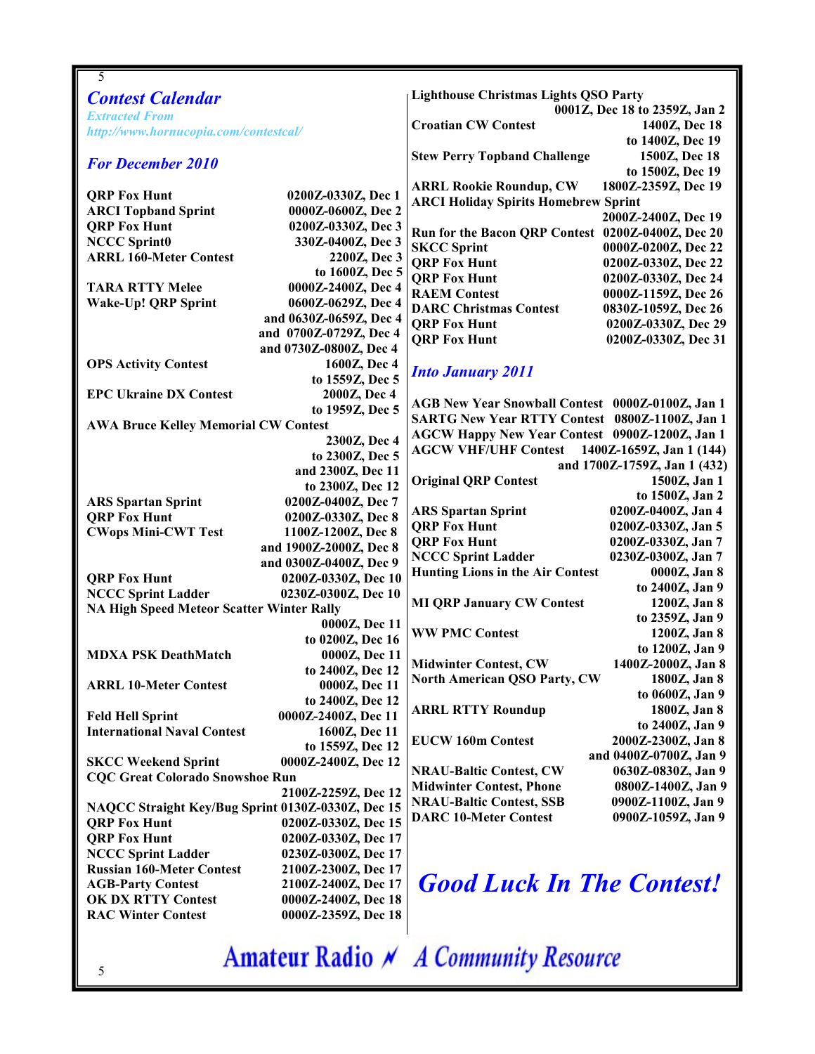## *Contest Calendar*

*Extracted From*
*http://www.hornucopia.com/contestcal/*

### *For December 2010*

| Contest | Time |
|---|---|
| **QRP Fox Hunt** | **0200Z-0330Z, Dec 1** |
| **ARCI Topband Sprint** | **0000Z-0600Z, Dec 2** |
| **QRP Fox Hunt** | **0200Z-0330Z, Dec 3** |
| **NCCC Sprint0** | **330Z-0400Z, Dec 3** |
| **ARRL 160-Meter Contest** | **2200Z, Dec 3 to 1600Z, Dec 5** |
| **TARA RTTY Melee** | **0000Z-2400Z, Dec 4** |
| **Wake-Up! QRP Sprint** | **0600Z-0629Z, Dec 4 and 0630Z-0659Z, Dec 4 and 0700Z-0729Z, Dec 4 and 0730Z-0800Z, Dec 4** |
| **OPS Activity Contest** | **1600Z, Dec 4 to 1559Z, Dec 5** |
| **EPC Ukraine DX Contest** | **2000Z, Dec 4 to 1959Z, Dec 5** |
| **AWA Bruce Kelley Memorial CW Contest** | **2300Z, Dec 4 to 2300Z, Dec 5 and 2300Z, Dec 11 to 2300Z, Dec 12** |
| **ARS Spartan Sprint** | **0200Z-0400Z, Dec 7** |
| **QRP Fox Hunt** | **0200Z-0330Z, Dec 8** |
| **CWops Mini-CWT Test** | **1100Z-1200Z, Dec 8 and 1900Z-2000Z, Dec 8 and 0300Z-0400Z, Dec 9** |
| **QRP Fox Hunt** | **0200Z-0330Z, Dec 10** |
| **NCCC Sprint Ladder** | **0230Z-0300Z, Dec 10** |
| **NA High Speed Meteor Scatter Winter Rally** | **0000Z, Dec 11 to 0200Z, Dec 16** |
| **MDXA PSK DeathMatch** | **0000Z, Dec 11 to 2400Z, Dec 12** |
| **ARRL 10-Meter Contest** | **0000Z, Dec 11 to 2400Z, Dec 12** |
| **Feld Hell Sprint** | **0000Z-2400Z, Dec 11** |
| **International Naval Contest** | **1600Z, Dec 11 to 1559Z, Dec 12** |
| **SKCC Weekend Sprint** | **0000Z-2400Z, Dec 12** |
| **CQC Great Colorado Snowshoe Run** | **2100Z-2259Z, Dec 12** |
| **NAQCC Straight Key/Bug Sprint** | **0130Z-0330Z, Dec 15** |
| **QRP Fox Hunt** | **0200Z-0330Z, Dec 15** |
| **QRP Fox Hunt** | **0200Z-0330Z, Dec 17** |
| **NCCC Sprint Ladder** | **0230Z-0300Z, Dec 17** |
| **Russian 160-Meter Contest** | **2100Z-2300Z, Dec 17** |
| **AGB-Party Contest** | **2100Z-2400Z, Dec 17** |
| **OK DX RTTY Contest** | **0000Z-2400Z, Dec 18** |
| **RAC Winter Contest** | **0000Z-2359Z, Dec 18** |
| **Lighthouse Christmas Lights QSO Party** | **0001Z, Dec 18 to 2359Z, Jan 2** |
| **Croatian CW Contest** | **1400Z, Dec 18 to 1400Z, Dec 19** |
| **Stew Perry Topband Challenge** | **1500Z, Dec 18 to 1500Z, Dec 19** |
| **ARRL Rookie Roundup, CW** | **1800Z-2359Z, Dec 19** |
| **ARCI Holiday Spirits Homebrew Sprint** | **2000Z-2400Z, Dec 19** |
| **Run for the Bacon QRP Contest** | **0200Z-0400Z, Dec 20** |
| **SKCC Sprint** | **0000Z-0200Z, Dec 22** |
| **QRP Fox Hunt** | **0200Z-0330Z, Dec 22** |
| **QRP Fox Hunt** | **0200Z-0330Z, Dec 24** |
| **RAEM Contest** | **0000Z-1159Z, Dec 26** |
| **DARC Christmas Contest** | **0830Z-1059Z, Dec 26** |
| **QRP Fox Hunt** | **0200Z-0330Z, Dec 29** |
| **QRP Fox Hunt** | **0200Z-0330Z, Dec 31** |

### *Into January 2011*

| Contest | Time |
|---|---|
| **AGB New Year Snowball Contest** | **0000Z-0100Z, Jan 1** |
| **SARTG New Year RTTY Contest** | **0800Z-1100Z, Jan 1** |
| **AGCW Happy New Year Contest** | **0900Z-1200Z, Jan 1** |
| **AGCW VHF/UHF Contest** | **1400Z-1659Z, Jan 1 (144) and 1700Z-1759Z, Jan 1 (432)** |
| **Original QRP Contest** | **1500Z, Jan 1 to 1500Z, Jan 2** |
| **ARS Spartan Sprint** | **0200Z-0400Z, Jan 4** |
| **QRP Fox Hunt** | **0200Z-0330Z, Jan 5** |
| **QRP Fox Hunt** | **0200Z-0330Z, Jan 7** |
| **NCCC Sprint Ladder** | **0230Z-0300Z, Jan 7** |
| **Hunting Lions in the Air Contest** | **0000Z, Jan 8 to 2400Z, Jan 9** |
| **MI QRP January CW Contest** | **1200Z, Jan 8 to 2359Z, Jan 9** |
| **WW PMC Contest** | **1200Z, Jan 8 to 1200Z, Jan 9** |
| **Midwinter Contest, CW** | **1400Z-2000Z, Jan 8** |
| **North American QSO Party, CW** | **1800Z, Jan 8 to 0600Z, Jan 9** |
| **ARRL RTTY Roundup** | **1800Z, Jan 8 to 2400Z, Jan 9** |
| **EUCW 160m Contest** | **2000Z-2300Z, Jan 8 and 0400Z-0700Z, Jan 9** |
| **NRAU-Baltic Contest, CW** | **0630Z-0830Z, Jan 9** |
| **Midwinter Contest, Phone** | **0800Z-1400Z, Jan 9** |
| **NRAU-Baltic Contest, SSB** | **0900Z-1100Z, Jan 9** |
| **DARC 10-Meter Contest** | **0900Z-1059Z, Jan 9** |

## *Good Luck In The Contest!*

**Amateur Radio — A Community Resource**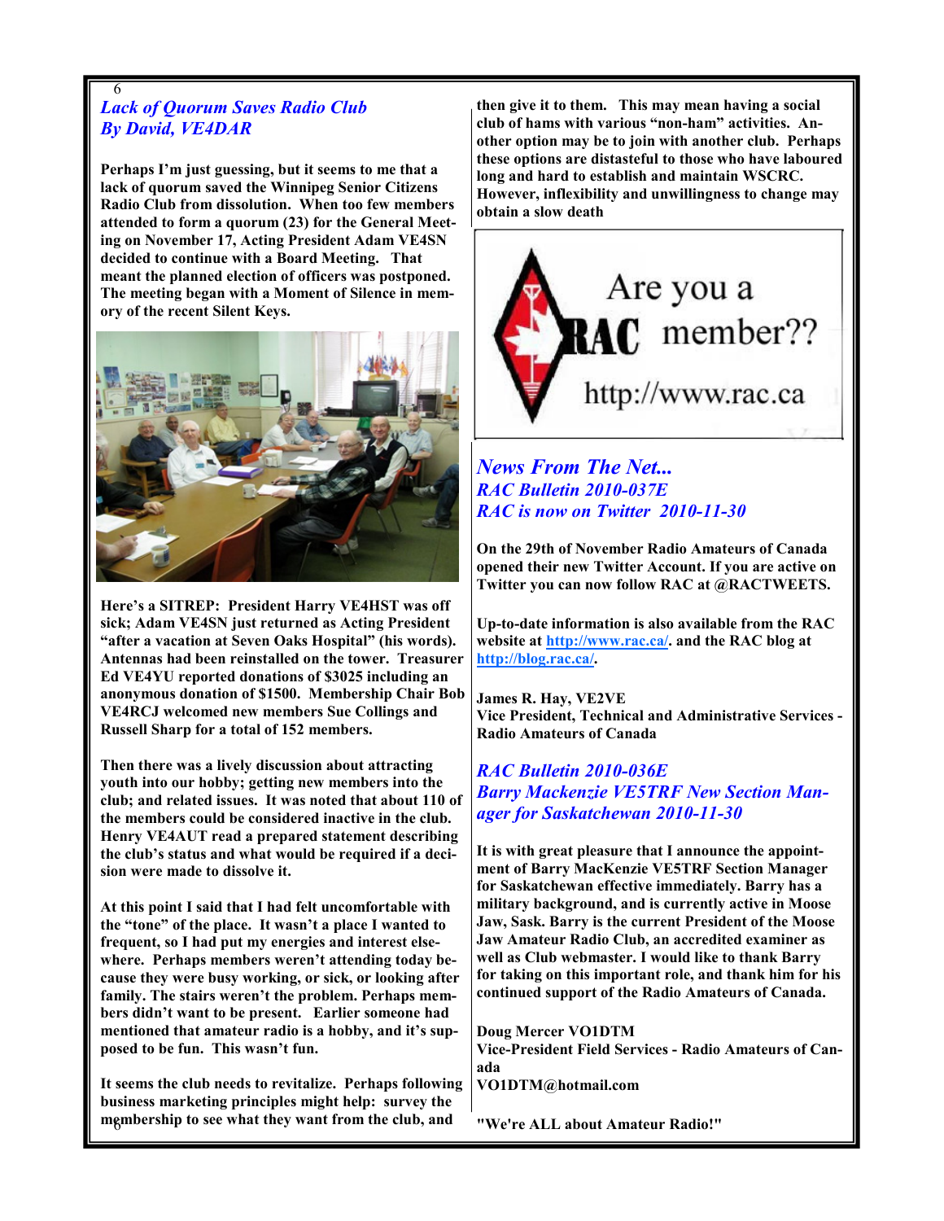## *Lack of Quorum Saves Radio Club*
## *By David, VE4DAR*

**Perhaps I'm just guessing, but it seems to me that a lack of quorum saved the Winnipeg Senior Citizens Radio Club from dissolution. When too few members attended to form a quorum (23) for the General Meeting on November 17, Acting President Adam VE4SN decided to continue with a Board Meeting. That meant the planned election of officers was postponed. The meeting began with a Moment of Silence in memory of the recent Silent Keys.**

**Here's a SITREP: President Harry VE4HST was off sick; Adam VE4SN just returned as Acting President "after a vacation at Seven Oaks Hospital" (his words). Antennas had been reinstalled on the tower. Treasurer Ed VE4YU reported donations of $3025 including an anonymous donation of $1500. Membership Chair Bob VE4RCJ welcomed new members Sue Collings and Russell Sharp for a total of 152 members.**

**Then there was a lively discussion about attracting youth into our hobby; getting new members into the club; and related issues. It was noted that about 110 of the members could be considered inactive in the club. Henry VE4AUT read a prepared statement describing the club's status and what would be required if a decision were made to dissolve it.**

**At this point I said that I had felt uncomfortable with the "tone" of the place. It wasn't a place I wanted to frequent, so I had put my energies and interest elsewhere. Perhaps members weren't attending today because they were busy working, or sick, or looking after family. The stairs weren't the problem. Perhaps members didn't want to be present. Earlier someone had mentioned that amateur radio is a hobby, and it's supposed to be fun. This wasn't fun.**

**It seems the club needs to revitalize. Perhaps following business marketing principles might help: survey the membership to see what they want from the club, and then give it to them. This may mean having a social club of hams with various "non-ham" activities. Another option may be to join with another club. Perhaps these options are distasteful to those who have laboured long and hard to establish and maintain WSCRC. However, inflexibility and unwillingness to change may obtain a slow death**

Are you a RAC member??

http://www.rac.ca

## *News From The Net...*
### *RAC Bulletin 2010-037E*
### *RAC is now on Twitter 2010-11-30*

**On the 29th of November Radio Amateurs of Canada opened their new Twitter Account. If you are active on Twitter you can now follow RAC at @RACTWEETS.**

**Up-to-date information is also available from the RAC website at http://www.rac.ca/. and the RAC blog at http://blog.rac.ca/.**

**James R. Hay, VE2VE**
**Vice President, Technical and Administrative Services - Radio Amateurs of Canada**

### *RAC Bulletin 2010-036E*
### *Barry Mackenzie VE5TRF New Section Manager for Saskatchewan 2010-11-30*

**It is with great pleasure that I announce the appointment of Barry MacKenzie VE5TRF Section Manager for Saskatchewan effective immediately. Barry has a military background, and is currently active in Moose Jaw, Sask. Barry is the current President of the Moose Jaw Amateur Radio Club, an accredited examiner as well as Club webmaster. I would like to thank Barry for taking on this important role, and thank him for his continued support of the Radio Amateurs of Canada.**

**Doug Mercer VO1DTM**
**Vice-President Field Services - Radio Amateurs of Canada**
**VO1DTM@hotmail.com**

**"We're ALL about Amateur Radio!"**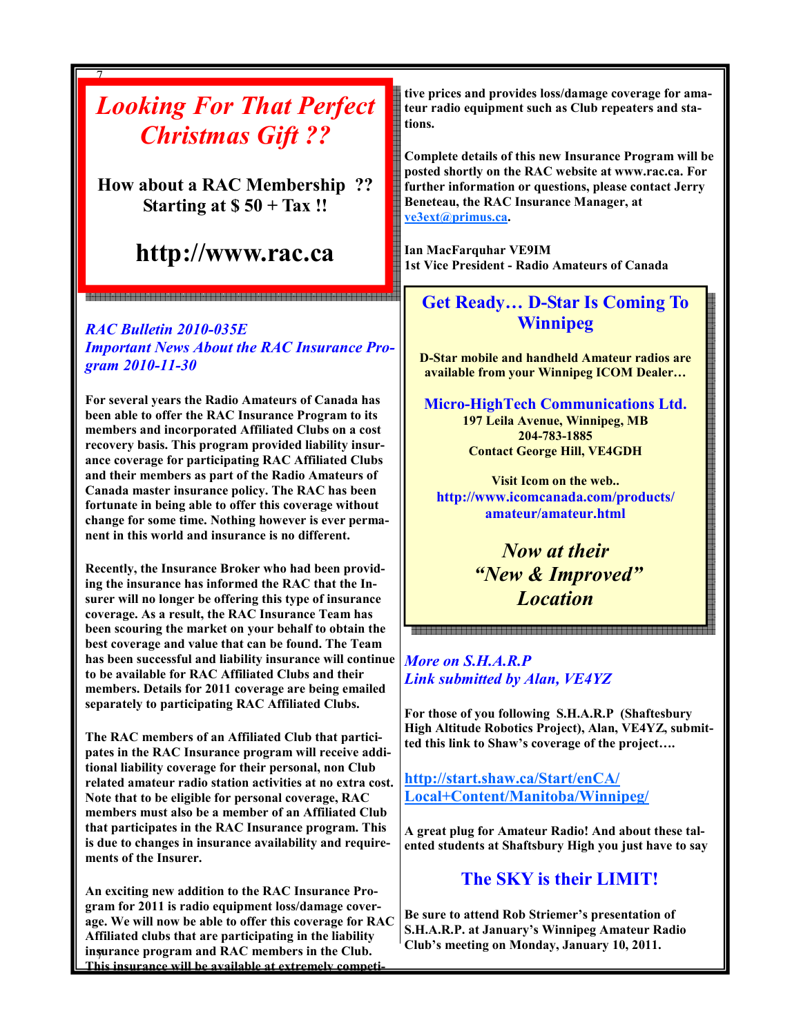## *Looking For That Perfect Christmas Gift ??*

**How about a RAC Membership ?? Starting at $ 50 + Tax !!**

## http://www.rac.ca

### *RAC Bulletin 2010-035E*
### *Important News About the RAC Insurance Program 2010-11-30*

**For several years the Radio Amateurs of Canada has been able to offer the RAC Insurance Program to its members and incorporated Affiliated Clubs on a cost recovery basis. This program provided liability insurance coverage for participating RAC Affiliated Clubs and their members as part of the Radio Amateurs of Canada master insurance policy. The RAC has been fortunate in being able to offer this coverage without change for some time. Nothing however is ever permanent in this world and insurance is no different.**

**Recently, the Insurance Broker who had been providing the insurance has informed the RAC that the Insurer will no longer be offering this type of insurance coverage. As a result, the RAC Insurance Team has been scouring the market on your behalf to obtain the best coverage and value that can be found. The Team has been successful and liability insurance will continue to be available for RAC Affiliated Clubs and their members. Details for 2011 coverage are being emailed separately to participating RAC Affiliated Clubs.**

**The RAC members of an Affiliated Club that participates in the RAC Insurance program will receive additional liability coverage for their personal, non Club related amateur radio station activities at no extra cost. Note that to be eligible for personal coverage, RAC members must also be a member of an Affiliated Club that participates in the RAC Insurance program. This is due to changes in insurance availability and requirements of the Insurer.**

**An exciting new addition to the RAC Insurance Program for 2011 is radio equipment loss/damage coverage. We will now be able to offer this coverage for RAC Affiliated clubs that are participating in the liability insurance program and RAC members in the Club. This insurance will be available at extremely competitive prices and provides loss/damage coverage for amateur radio equipment such as Club repeaters and stations.**

**Complete details of this new Insurance Program will be posted shortly on the RAC website at www.rac.ca. For further information or questions, please contact Jerry Beneteau, the RAC Insurance Manager, at ve3ext@primus.ca.**

**Ian MacFarquhar VE9IM**
**1st Vice President - Radio Amateurs of Canada**

## Get Ready… D-Star Is Coming To Winnipeg

**D-Star mobile and handheld Amateur radios are available from your Winnipeg ICOM Dealer…**

**Micro-HighTech Communications Ltd.**
**197 Leila Avenue, Winnipeg, MB**
**204-783-1885**
**Contact George Hill, VE4GDH**

**Visit Icom on the web..**
**http://www.icomcanada.com/products/amateur/amateur.html**

***Now at their "New & Improved" Location***

### *More on S.H.A.R.P*
### *Link submitted by Alan, VE4YZ*

**For those of you following S.H.A.R.P (Shaftesbury High Altitude Robotics Project), Alan, VE4YZ, submitted this link to Shaw's coverage of the project….**

**http://start.shaw.ca/Start/enCA/Local+Content/Manitoba/Winnipeg/**

**A great plug for Amateur Radio! And about these talented students at Shaftsbury High you just have to say**

## The SKY is their LIMIT!

**Be sure to attend Rob Striemer's presentation of S.H.A.R.P. at January's Winnipeg Amateur Radio Club's meeting on Monday, January 10, 2011.**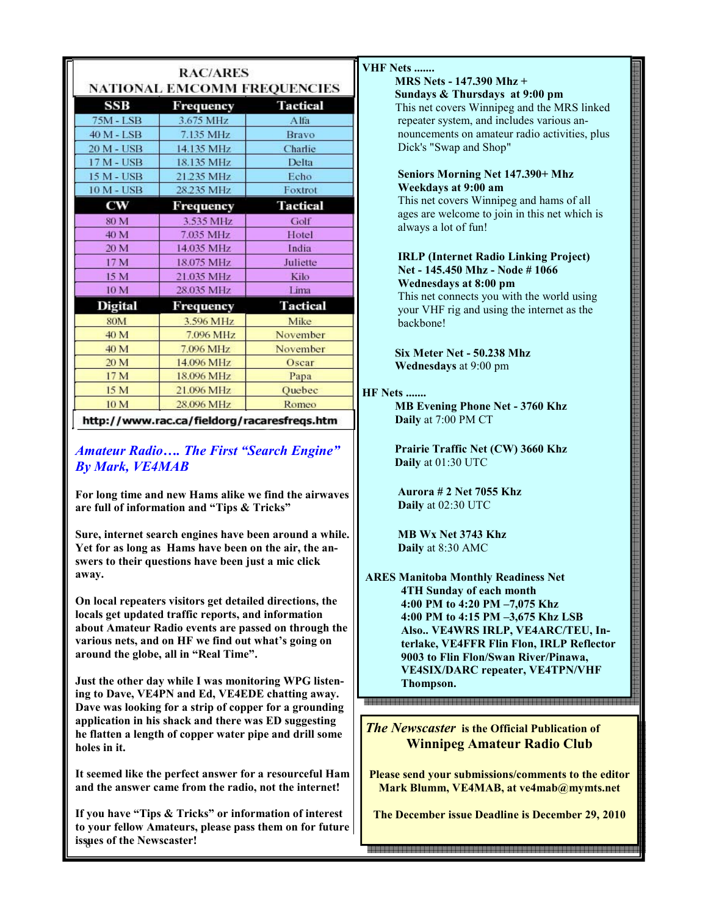## RAC/ARES NATIONAL EMCOMM FREQUENCIES

| SSB | Frequency | Tactical |
|---|---|---|
| 75M - LSB | 3.675 MHz | Alfa |
| 40 M - LSB | 7.135 MHz | Bravo |
| 20 M - USB | 14.135 MHz | Charlie |
| 17 M - USB | 18.135 MHz | Delta |
| 15 M - USB | 21.235 MHz | Echo |
| 10 M - USB | 28.235 MHz | Foxtrot |
| **CW** | **Frequency** | **Tactical** |
| 80 M | 3.535 MHz | Golf |
| 40 M | 7.035 MHz | Hotel |
| 20 M | 14.035 MHz | India |
| 17 M | 18.075 MHz | Juliette |
| 15 M | 21.035 MHz | Kilo |
| 10 M | 28.035 MHz | Lima |
| **Digital** | **Frequency** | **Tactical** |
| 80M | 3.596 MHz | Mike |
| 40 M | 7.096 MHz | November |
| 40 M | 7.096 MHz | November |
| 20 M | 14.096 MHz | Oscar |
| 17 M | 18.096 MHz | Papa |
| 15 M | 21.096 MHz | Quebec |
| 10 M | 28.096 MHz | Romeo |

http://www.rac.ca/fieldorg/racaresfreqs.htm

## *Amateur Radio…. The First "Search Engine"*
## *By Mark, VE4MAB*

**For long time and new Hams alike we find the airwaves are full of information and "Tips & Tricks"**

**Sure, internet search engines have been around a while. Yet for as long as Hams have been on the air, the answers to their questions have been just a mic click away.**

**On local repeaters visitors get detailed directions, the locals get updated traffic reports, and information about Amateur Radio events are passed on through the various nets, and on HF we find out what's going on around the globe, all in "Real Time".**

**Just the other day while I was monitoring WPG listening to Dave, VE4PN and Ed, VE4EDE chatting away. Dave was looking for a strip of copper for a grounding application in his shack and there was ED suggesting he flatten a length of copper water pipe and drill some holes in it.**

**It seemed like the perfect answer for a resourceful Ham and the answer came from the radio, not the internet!**

**If you have "Tips & Tricks" or information of interest to your fellow Amateurs, please pass them on for future issues of the Newscaster!**

**VHF Nets .......**

**MRS Nets - 147.390 Mhz +**
**Sundays & Thursdays at 9:00 pm**
This net covers Winnipeg and the MRS linked repeater system, and includes various announcements on amateur radio activities, plus Dick's "Swap and Shop"

**Seniors Morning Net 147.390+ Mhz**
**Weekdays at 9:00 am**
This net covers Winnipeg and hams of all ages are welcome to join in this net which is always a lot of fun!

**IRLP (Internet Radio Linking Project) Net - 145.450 Mhz - Node # 1066**
**Wednesdays at 8:00 pm**
This net connects you with the world using your VHF rig and using the internet as the backbone!

**Six Meter Net - 50.238 Mhz**
**Wednesdays** at 9:00 pm

**HF Nets .......**

**MB Evening Phone Net - 3760 Khz**
**Daily** at 7:00 PM CT

**Prairie Traffic Net (CW) 3660 Khz**
**Daily** at 01:30 UTC

**Aurora # 2 Net 7055 Khz**
**Daily** at 02:30 UTC

**MB Wx Net 3743 Khz**
**Daily** at 8:30 AMC

**ARES Manitoba Monthly Readiness Net**
**4TH Sunday of each month**
**4:00 PM to 4:20 PM –7,075 Khz**
**4:00 PM to 4:15 PM –3,675 Khz LSB**
**Also.. VE4WRS IRLP, VE4ARC/TEU, Interlake, VE4FFR Flin Flon, IRLP Reflector 9003 to Flin Flon/Swan River/Pinawa, VE4SIX/DARC repeater, VE4TPN/VHF Thompson.**

***The Newscaster* is the Official Publication of Winnipeg Amateur Radio Club**

**Please send your submissions/comments to the editor Mark Blumm, VE4MAB, at ve4mab@mymts.net**

**The December issue Deadline is December 29, 2010**